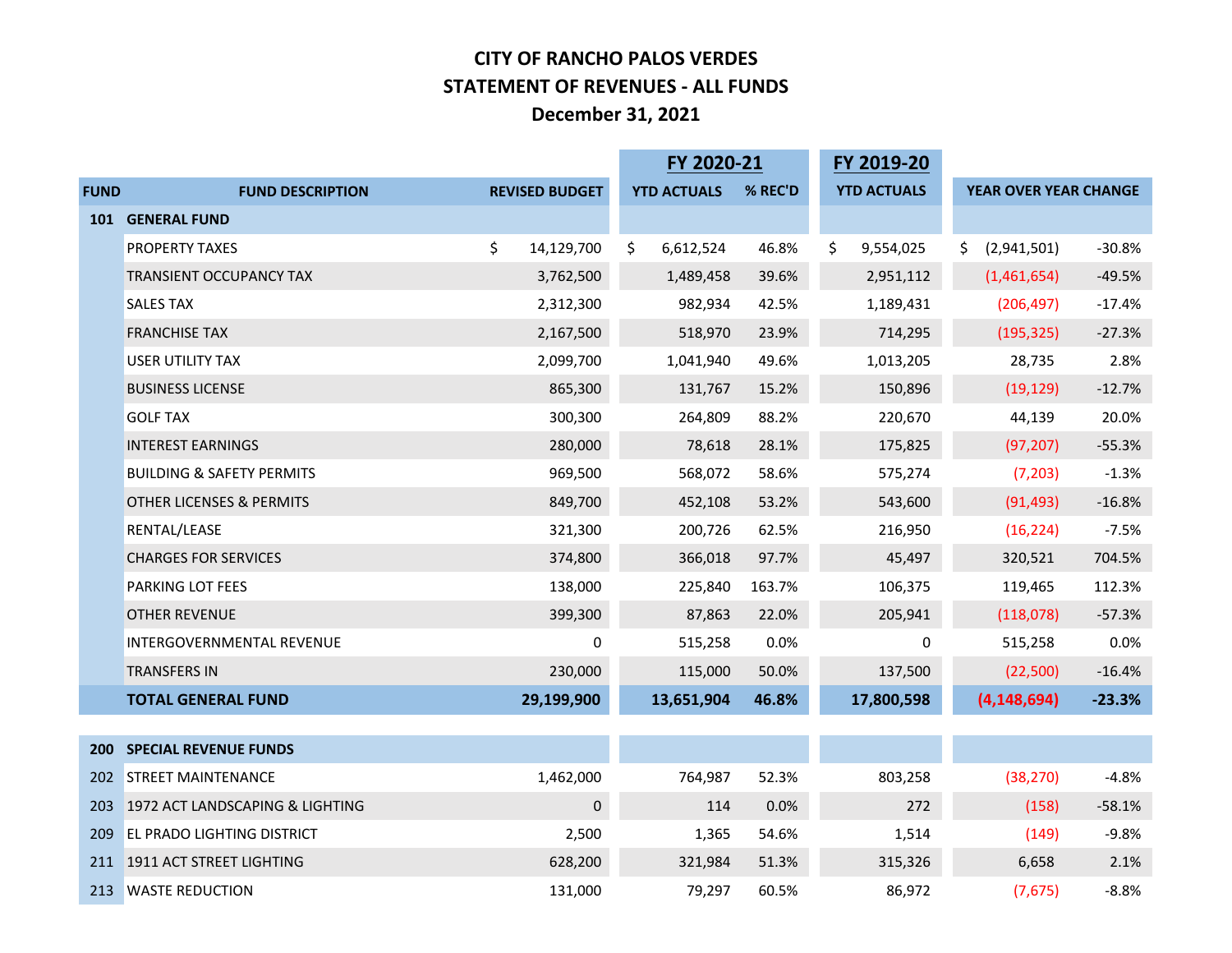# CITY OF RANCHO PALOS VERDES
## STATEMENT OF REVENUES - ALL FUNDS
## December 31, 2021

| | | | FY 2020-21 | | FY 2019-20 | | |
|---|---|---|---|---|---|---|---|
| FUND | FUND DESCRIPTION | REVISED BUDGET | YTD ACTUALS | % REC'D | YTD ACTUALS | YEAR OVER YEAR CHANGE | |
| 101 | **GENERAL FUND** | | | | | | |
| | PROPERTY TAXES | $ 14,129,700 | $ 6,612,524 | 46.8% | $ 9,554,025 | $ (2,941,501) | -30.8% |
| | TRANSIENT OCCUPANCY TAX | 3,762,500 | 1,489,458 | 39.6% | 2,951,112 | (1,461,654) | -49.5% |
| | SALES TAX | 2,312,300 | 982,934 | 42.5% | 1,189,431 | (206,497) | -17.4% |
| | FRANCHISE TAX | 2,167,500 | 518,970 | 23.9% | 714,295 | (195,325) | -27.3% |
| | USER UTILITY TAX | 2,099,700 | 1,041,940 | 49.6% | 1,013,205 | 28,735 | 2.8% |
| | BUSINESS LICENSE | 865,300 | 131,767 | 15.2% | 150,896 | (19,129) | -12.7% |
| | GOLF TAX | 300,300 | 264,809 | 88.2% | 220,670 | 44,139 | 20.0% |
| | INTEREST EARNINGS | 280,000 | 78,618 | 28.1% | 175,825 | (97,207) | -55.3% |
| | BUILDING & SAFETY PERMITS | 969,500 | 568,072 | 58.6% | 575,274 | (7,203) | -1.3% |
| | OTHER LICENSES & PERMITS | 849,700 | 452,108 | 53.2% | 543,600 | (91,493) | -16.8% |
| | RENTAL/LEASE | 321,300 | 200,726 | 62.5% | 216,950 | (16,224) | -7.5% |
| | CHARGES FOR SERVICES | 374,800 | 366,018 | 97.7% | 45,497 | 320,521 | 704.5% |
| | PARKING LOT FEES | 138,000 | 225,840 | 163.7% | 106,375 | 119,465 | 112.3% |
| | OTHER REVENUE | 399,300 | 87,863 | 22.0% | 205,941 | (118,078) | -57.3% |
| | INTERGOVERNMENTAL REVENUE | 0 | 515,258 | 0.0% | 0 | 515,258 | 0.0% |
| | TRANSFERS IN | 230,000 | 115,000 | 50.0% | 137,500 | (22,500) | -16.4% |
| | **TOTAL GENERAL FUND** | **29,199,900** | **13,651,904** | **46.8%** | **17,800,598** | **(4,148,694)** | **-23.3%** |
| | | | | | | | |
| 200 | **SPECIAL REVENUE FUNDS** | | | | | | |
| 202 | STREET MAINTENANCE | 1,462,000 | 764,987 | 52.3% | 803,258 | (38,270) | -4.8% |
| 203 | 1972 ACT LANDSCAPING & LIGHTING | 0 | 114 | 0.0% | 272 | (158) | -58.1% |
| 209 | EL PRADO LIGHTING DISTRICT | 2,500 | 1,365 | 54.6% | 1,514 | (149) | -9.8% |
| 211 | 1911 ACT STREET LIGHTING | 628,200 | 321,984 | 51.3% | 315,326 | 6,658 | 2.1% |
| 213 | WASTE REDUCTION | 131,000 | 79,297 | 60.5% | 86,972 | (7,675) | -8.8% |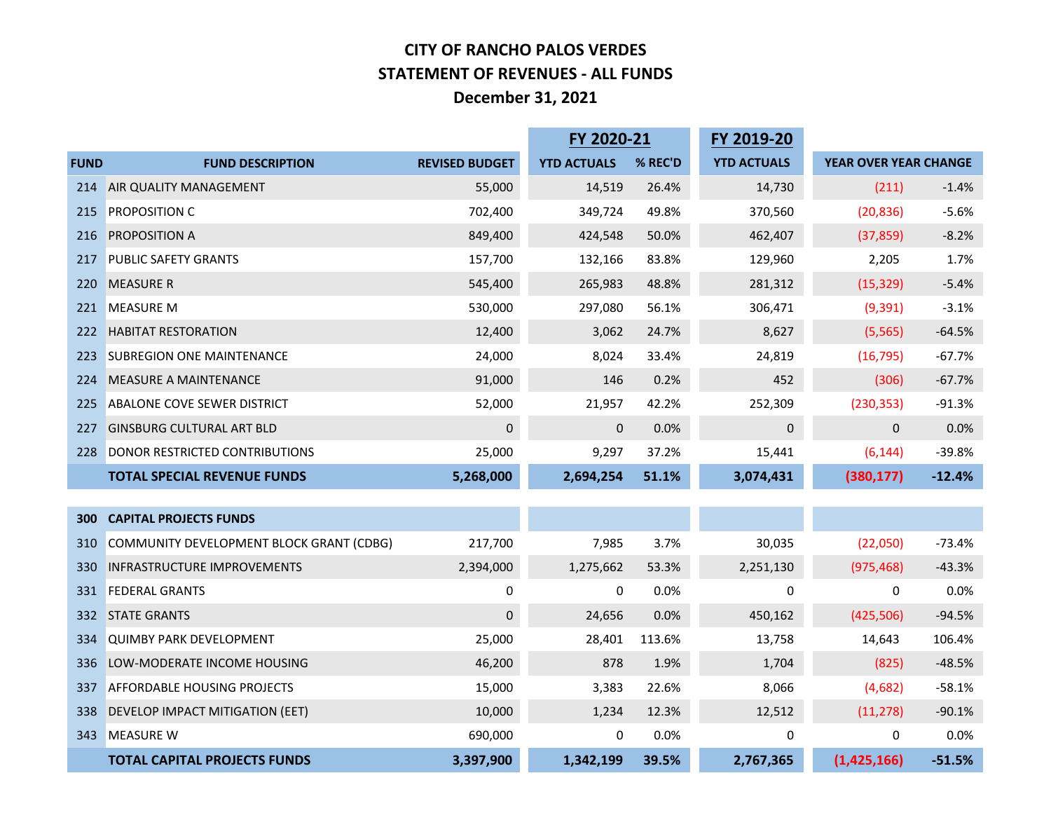# CITY OF RANCHO PALOS VERDES
## STATEMENT OF REVENUES - ALL FUNDS
### December 31, 2021

| | | | FY 2020-21 | | FY 2019-20 | | |
|---|---|---|---|---|---|---|---|
| **FUND** | **FUND DESCRIPTION** | **REVISED BUDGET** | **YTD ACTUALS** | **% REC'D** | **YTD ACTUALS** | **YEAR OVER YEAR CHANGE** | |
| 214 | AIR QUALITY MANAGEMENT | 55,000 | 14,519 | 26.4% | 14,730 | (211) | -1.4% |
| 215 | PROPOSITION C | 702,400 | 349,724 | 49.8% | 370,560 | (20,836) | -5.6% |
| 216 | PROPOSITION A | 849,400 | 424,548 | 50.0% | 462,407 | (37,859) | -8.2% |
| 217 | PUBLIC SAFETY GRANTS | 157,700 | 132,166 | 83.8% | 129,960 | 2,205 | 1.7% |
| 220 | MEASURE R | 545,400 | 265,983 | 48.8% | 281,312 | (15,329) | -5.4% |
| 221 | MEASURE M | 530,000 | 297,080 | 56.1% | 306,471 | (9,391) | -3.1% |
| 222 | HABITAT RESTORATION | 12,400 | 3,062 | 24.7% | 8,627 | (5,565) | -64.5% |
| 223 | SUBREGION ONE MAINTENANCE | 24,000 | 8,024 | 33.4% | 24,819 | (16,795) | -67.7% |
| 224 | MEASURE A MAINTENANCE | 91,000 | 146 | 0.2% | 452 | (306) | -67.7% |
| 225 | ABALONE COVE SEWER DISTRICT | 52,000 | 21,957 | 42.2% | 252,309 | (230,353) | -91.3% |
| 227 | GINSBURG CULTURAL ART BLD | 0 | 0 | 0.0% | 0 | 0 | 0.0% |
| 228 | DONOR RESTRICTED CONTRIBUTIONS | 25,000 | 9,297 | 37.2% | 15,441 | (6,144) | -39.8% |
| | **TOTAL SPECIAL REVENUE FUNDS** | **5,268,000** | **2,694,254** | **51.1%** | **3,074,431** | **(380,177)** | **-12.4%** |
| | | | | | | | |
| **300** | **CAPITAL PROJECTS FUNDS** | | | | | | |
| 310 | COMMUNITY DEVELOPMENT BLOCK GRANT (CDBG) | 217,700 | 7,985 | 3.7% | 30,035 | (22,050) | -73.4% |
| 330 | INFRASTRUCTURE IMPROVEMENTS | 2,394,000 | 1,275,662 | 53.3% | 2,251,130 | (975,468) | -43.3% |
| 331 | FEDERAL GRANTS | 0 | 0 | 0.0% | 0 | 0 | 0.0% |
| 332 | STATE GRANTS | 0 | 24,656 | 0.0% | 450,162 | (425,506) | -94.5% |
| 334 | QUIMBY PARK DEVELOPMENT | 25,000 | 28,401 | 113.6% | 13,758 | 14,643 | 106.4% |
| 336 | LOW-MODERATE INCOME HOUSING | 46,200 | 878 | 1.9% | 1,704 | (825) | -48.5% |
| 337 | AFFORDABLE HOUSING PROJECTS | 15,000 | 3,383 | 22.6% | 8,066 | (4,682) | -58.1% |
| 338 | DEVELOP IMPACT MITIGATION (EET) | 10,000 | 1,234 | 12.3% | 12,512 | (11,278) | -90.1% |
| 343 | MEASURE W | 690,000 | 0 | 0.0% | 0 | 0 | 0.0% |
| | **TOTAL CAPITAL PROJECTS FUNDS** | **3,397,900** | **1,342,199** | **39.5%** | **2,767,365** | **(1,425,166)** | **-51.5%** |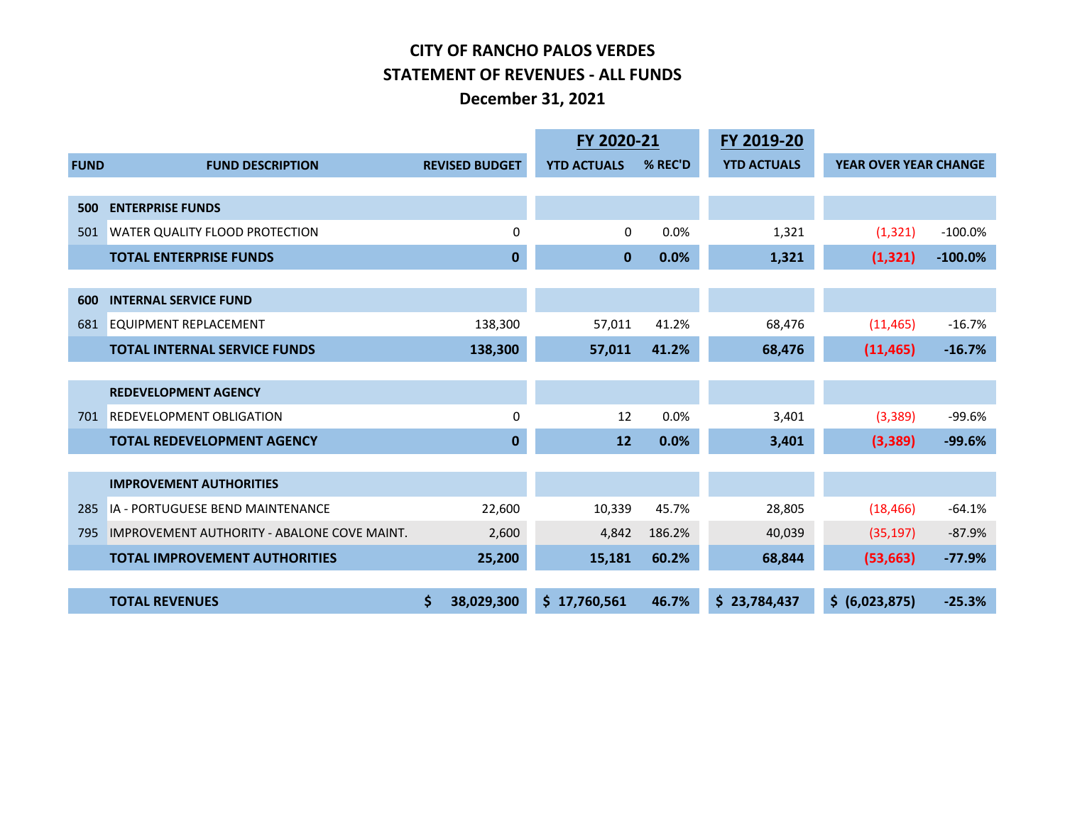# CITY OF RANCHO PALOS VERDES
## STATEMENT OF REVENUES - ALL FUNDS
### December 31, 2021

| FUND | FUND DESCRIPTION | REVISED BUDGET | FY 2020-21 YTD ACTUALS | FY 2020-21 % REC'D | FY 2019-20 YTD ACTUALS | YEAR OVER YEAR CHANGE | |
|---|---|---|---|---|---|---|---|
| **500** | **ENTERPRISE FUNDS** | | | | | | |
| 501 | WATER QUALITY FLOOD PROTECTION | 0 | 0 | 0.0% | 1,321 | (1,321) | -100.0% |
| | **TOTAL ENTERPRISE FUNDS** | **0** | **0** | **0.0%** | **1,321** | **(1,321)** | **-100.0%** |
| **600** | **INTERNAL SERVICE FUND** | | | | | | |
| 681 | EQUIPMENT REPLACEMENT | 138,300 | 57,011 | 41.2% | 68,476 | (11,465) | -16.7% |
| | **TOTAL INTERNAL SERVICE FUNDS** | **138,300** | **57,011** | **41.2%** | **68,476** | **(11,465)** | **-16.7%** |
| | **REDEVELOPMENT AGENCY** | | | | | | |
| 701 | REDEVELOPMENT OBLIGATION | 0 | 12 | 0.0% | 3,401 | (3,389) | -99.6% |
| | **TOTAL REDEVELOPMENT AGENCY** | **0** | **12** | **0.0%** | **3,401** | **(3,389)** | **-99.6%** |
| | **IMPROVEMENT AUTHORITIES** | | | | | | |
| 285 | IA - PORTUGUESE BEND MAINTENANCE | 22,600 | 10,339 | 45.7% | 28,805 | (18,466) | -64.1% |
| 795 | IMPROVEMENT AUTHORITY - ABALONE COVE MAINT. | 2,600 | 4,842 | 186.2% | 40,039 | (35,197) | -87.9% |
| | **TOTAL IMPROVEMENT AUTHORITIES** | **25,200** | **15,181** | **60.2%** | **68,844** | **(53,663)** | **-77.9%** |
| | **TOTAL REVENUES** | **$ 38,029,300** | **$ 17,760,561** | **46.7%** | **$ 23,784,437** | **$ (6,023,875)** | **-25.3%** |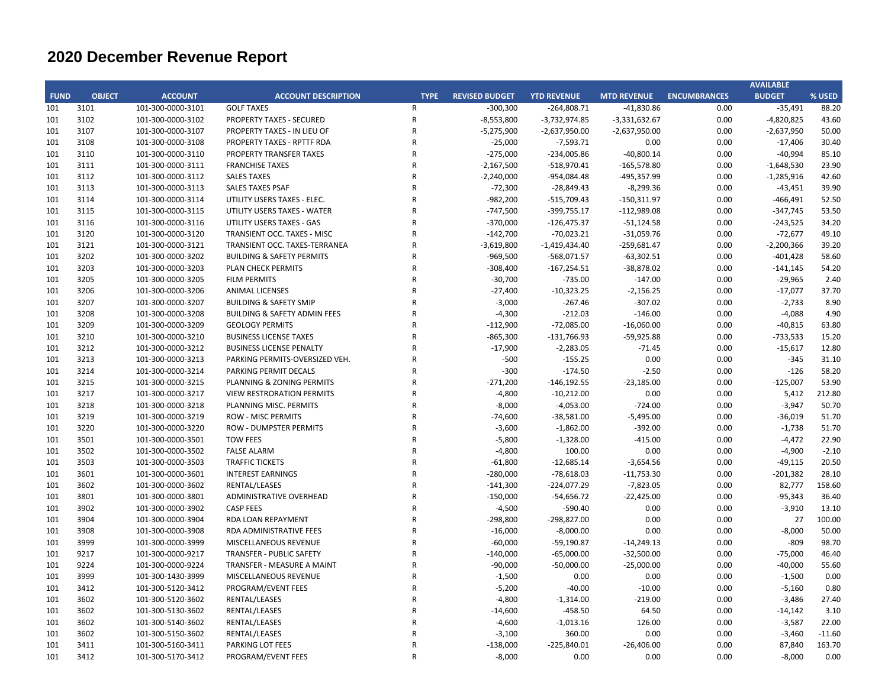# 2020 December Revenue Report

| FUND | OBJECT | ACCOUNT | ACCOUNT DESCRIPTION | TYPE | REVISED BUDGET | YTD REVENUE | MTD REVENUE | ENCUMBRANCES | AVAILABLE BUDGET | % USED |
|---|---|---|---|---|---|---|---|---|---|---|
| 101 | 3101 | 101-300-0000-3101 | GOLF TAXES | R | -300,300 | -264,808.71 | -41,830.86 | 0.00 | -35,491 | 88.20 |
| 101 | 3102 | 101-300-0000-3102 | PROPERTY TAXES - SECURED | R | -8,553,800 | -3,732,974.85 | -3,331,632.67 | 0.00 | -4,820,825 | 43.60 |
| 101 | 3107 | 101-300-0000-3107 | PROPERTY TAXES - IN LIEU OF | R | -5,275,900 | -2,637,950.00 | -2,637,950.00 | 0.00 | -2,637,950 | 50.00 |
| 101 | 3108 | 101-300-0000-3108 | PROPERTY TAXES - RPTTF RDA | R | -25,000 | -7,593.71 | 0.00 | 0.00 | -17,406 | 30.40 |
| 101 | 3110 | 101-300-0000-3110 | PROPERTY TRANSFER TAXES | R | -275,000 | -234,005.86 | -40,800.14 | 0.00 | -40,994 | 85.10 |
| 101 | 3111 | 101-300-0000-3111 | FRANCHISE TAXES | R | -2,167,500 | -518,970.41 | -165,578.80 | 0.00 | -1,648,530 | 23.90 |
| 101 | 3112 | 101-300-0000-3112 | SALES TAXES | R | -2,240,000 | -954,084.48 | -495,357.99 | 0.00 | -1,285,916 | 42.60 |
| 101 | 3113 | 101-300-0000-3113 | SALES TAXES PSAF | R | -72,300 | -28,849.43 | -8,299.36 | 0.00 | -43,451 | 39.90 |
| 101 | 3114 | 101-300-0000-3114 | UTILITY USERS TAXES - ELEC. | R | -982,200 | -515,709.43 | -150,311.97 | 0.00 | -466,491 | 52.50 |
| 101 | 3115 | 101-300-0000-3115 | UTILITY USERS TAXES - WATER | R | -747,500 | -399,755.17 | -112,989.08 | 0.00 | -347,745 | 53.50 |
| 101 | 3116 | 101-300-0000-3116 | UTILITY USERS TAXES - GAS | R | -370,000 | -126,475.37 | -51,124.58 | 0.00 | -243,525 | 34.20 |
| 101 | 3120 | 101-300-0000-3120 | TRANSIENT OCC. TAXES - MISC | R | -142,700 | -70,023.21 | -31,059.76 | 0.00 | -72,677 | 49.10 |
| 101 | 3121 | 101-300-0000-3121 | TRANSIENT OCC. TAXES-TERRANEA | R | -3,619,800 | -1,419,434.40 | -259,681.47 | 0.00 | -2,200,366 | 39.20 |
| 101 | 3202 | 101-300-0000-3202 | BUILDING & SAFETY PERMITS | R | -969,500 | -568,071.57 | -63,302.51 | 0.00 | -401,428 | 58.60 |
| 101 | 3203 | 101-300-0000-3203 | PLAN CHECK PERMITS | R | -308,400 | -167,254.51 | -38,878.02 | 0.00 | -141,145 | 54.20 |
| 101 | 3205 | 101-300-0000-3205 | FILM PERMITS | R | -30,700 | -735.00 | -147.00 | 0.00 | -29,965 | 2.40 |
| 101 | 3206 | 101-300-0000-3206 | ANIMAL LICENSES | R | -27,400 | -10,323.25 | -2,156.25 | 0.00 | -17,077 | 37.70 |
| 101 | 3207 | 101-300-0000-3207 | BUILDING & SAFETY SMIP | R | -3,000 | -267.46 | -307.02 | 0.00 | -2,733 | 8.90 |
| 101 | 3208 | 101-300-0000-3208 | BUILDING & SAFETY ADMIN FEES | R | -4,300 | -212.03 | -146.00 | 0.00 | -4,088 | 4.90 |
| 101 | 3209 | 101-300-0000-3209 | GEOLOGY PERMITS | R | -112,900 | -72,085.00 | -16,060.00 | 0.00 | -40,815 | 63.80 |
| 101 | 3210 | 101-300-0000-3210 | BUSINESS LICENSE TAXES | R | -865,300 | -131,766.93 | -59,925.88 | 0.00 | -733,533 | 15.20 |
| 101 | 3212 | 101-300-0000-3212 | BUSINESS LICENSE PENALTY | R | -17,900 | -2,283.05 | -71.45 | 0.00 | -15,617 | 12.80 |
| 101 | 3213 | 101-300-0000-3213 | PARKING PERMITS-OVERSIZED VEH. | R | -500 | -155.25 | 0.00 | 0.00 | -345 | 31.10 |
| 101 | 3214 | 101-300-0000-3214 | PARKING PERMIT DECALS | R | -300 | -174.50 | -2.50 | 0.00 | -126 | 58.20 |
| 101 | 3215 | 101-300-0000-3215 | PLANNING & ZONING PERMITS | R | -271,200 | -146,192.55 | -23,185.00 | 0.00 | -125,007 | 53.90 |
| 101 | 3217 | 101-300-0000-3217 | VIEW RESTRORATION PERMITS | R | -4,800 | -10,212.00 | 0.00 | 0.00 | 5,412 | 212.80 |
| 101 | 3218 | 101-300-0000-3218 | PLANNING MISC. PERMITS | R | -8,000 | -4,053.00 | -724.00 | 0.00 | -3,947 | 50.70 |
| 101 | 3219 | 101-300-0000-3219 | ROW - MISC PERMITS | R | -74,600 | -38,581.00 | -5,495.00 | 0.00 | -36,019 | 51.70 |
| 101 | 3220 | 101-300-0000-3220 | ROW - DUMPSTER PERMITS | R | -3,600 | -1,862.00 | -392.00 | 0.00 | -1,738 | 51.70 |
| 101 | 3501 | 101-300-0000-3501 | TOW FEES | R | -5,800 | -1,328.00 | -415.00 | 0.00 | -4,472 | 22.90 |
| 101 | 3502 | 101-300-0000-3502 | FALSE ALARM | R | -4,800 | 100.00 | 0.00 | 0.00 | -4,900 | -2.10 |
| 101 | 3503 | 101-300-0000-3503 | TRAFFIC TICKETS | R | -61,800 | -12,685.14 | -3,654.56 | 0.00 | -49,115 | 20.50 |
| 101 | 3601 | 101-300-0000-3601 | INTEREST EARNINGS | R | -280,000 | -78,618.03 | -11,753.30 | 0.00 | -201,382 | 28.10 |
| 101 | 3602 | 101-300-0000-3602 | RENTAL/LEASES | R | -141,300 | -224,077.29 | -7,823.05 | 0.00 | 82,777 | 158.60 |
| 101 | 3801 | 101-300-0000-3801 | ADMINISTRATIVE OVERHEAD | R | -150,000 | -54,656.72 | -22,425.00 | 0.00 | -95,343 | 36.40 |
| 101 | 3902 | 101-300-0000-3902 | CASP FEES | R | -4,500 | -590.40 | 0.00 | 0.00 | -3,910 | 13.10 |
| 101 | 3904 | 101-300-0000-3904 | RDA LOAN REPAYMENT | R | -298,800 | -298,827.00 | 0.00 | 0.00 | 27 | 100.00 |
| 101 | 3908 | 101-300-0000-3908 | RDA ADMINISTRATIVE FEES | R | -16,000 | -8,000.00 | 0.00 | 0.00 | -8,000 | 50.00 |
| 101 | 3999 | 101-300-0000-3999 | MISCELLANEOUS REVENUE | R | -60,000 | -59,190.87 | -14,249.13 | 0.00 | -809 | 98.70 |
| 101 | 9217 | 101-300-0000-9217 | TRANSFER - PUBLIC SAFETY | R | -140,000 | -65,000.00 | -32,500.00 | 0.00 | -75,000 | 46.40 |
| 101 | 9224 | 101-300-0000-9224 | TRANSFER - MEASURE A MAINT | R | -90,000 | -50,000.00 | -25,000.00 | 0.00 | -40,000 | 55.60 |
| 101 | 3999 | 101-300-1430-3999 | MISCELLANEOUS REVENUE | R | -1,500 | 0.00 | 0.00 | 0.00 | -1,500 | 0.00 |
| 101 | 3412 | 101-300-5120-3412 | PROGRAM/EVENT FEES | R | -5,200 | -40.00 | -10.00 | 0.00 | -5,160 | 0.80 |
| 101 | 3602 | 101-300-5120-3602 | RENTAL/LEASES | R | -4,800 | -1,314.00 | -219.00 | 0.00 | -3,486 | 27.40 |
| 101 | 3602 | 101-300-5130-3602 | RENTAL/LEASES | R | -14,600 | -458.50 | 64.50 | 0.00 | -14,142 | 3.10 |
| 101 | 3602 | 101-300-5140-3602 | RENTAL/LEASES | R | -4,600 | -1,013.16 | 126.00 | 0.00 | -3,587 | 22.00 |
| 101 | 3602 | 101-300-5150-3602 | RENTAL/LEASES | R | -3,100 | 360.00 | 0.00 | 0.00 | -3,460 | -11.60 |
| 101 | 3411 | 101-300-5160-3411 | PARKING LOT FEES | R | -138,000 | -225,840.01 | -26,406.00 | 0.00 | 87,840 | 163.70 |
| 101 | 3412 | 101-300-5170-3412 | PROGRAM/EVENT FEES | R | -8,000 | 0.00 | 0.00 | 0.00 | -8,000 | 0.00 |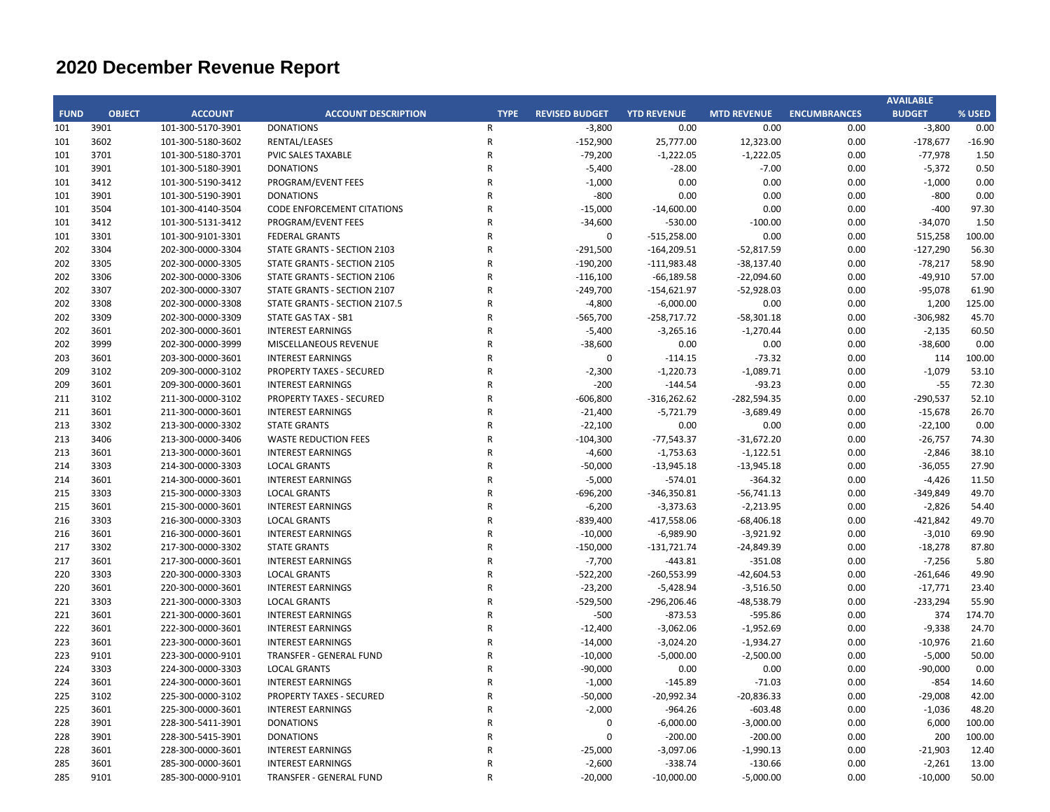# 2020 December Revenue Report

| FUND | OBJECT | ACCOUNT | ACCOUNT DESCRIPTION | TYPE | REVISED BUDGET | YTD REVENUE | MTD REVENUE | ENCUMBRANCES | AVAILABLE BUDGET | % USED |
|---|---|---|---|---|---|---|---|---|---|---|
| 101 | 3901 | 101-300-5170-3901 | DONATIONS | R | -3,800 | 0.00 | 0.00 | 0.00 | -3,800 | 0.00 |
| 101 | 3602 | 101-300-5180-3602 | RENTAL/LEASES | R | -152,900 | 25,777.00 | 12,323.00 | 0.00 | -178,677 | -16.90 |
| 101 | 3701 | 101-300-5180-3701 | PVIC SALES TAXABLE | R | -79,200 | -1,222.05 | -1,222.05 | 0.00 | -77,978 | 1.50 |
| 101 | 3901 | 101-300-5180-3901 | DONATIONS | R | -5,400 | -28.00 | -7.00 | 0.00 | -5,372 | 0.50 |
| 101 | 3412 | 101-300-5190-3412 | PROGRAM/EVENT FEES | R | -1,000 | 0.00 | 0.00 | 0.00 | -1,000 | 0.00 |
| 101 | 3901 | 101-300-5190-3901 | DONATIONS | R | -800 | 0.00 | 0.00 | 0.00 | -800 | 0.00 |
| 101 | 3504 | 101-300-4140-3504 | CODE ENFORCEMENT CITATIONS | R | -15,000 | -14,600.00 | 0.00 | 0.00 | -400 | 97.30 |
| 101 | 3412 | 101-300-5131-3412 | PROGRAM/EVENT FEES | R | -34,600 | -530.00 | -100.00 | 0.00 | -34,070 | 1.50 |
| 101 | 3301 | 101-300-9101-3301 | FEDERAL GRANTS | R | 0 | -515,258.00 | 0.00 | 0.00 | 515,258 | 100.00 |
| 202 | 3304 | 202-300-0000-3304 | STATE GRANTS - SECTION 2103 | R | -291,500 | -164,209.51 | -52,817.59 | 0.00 | -127,290 | 56.30 |
| 202 | 3305 | 202-300-0000-3305 | STATE GRANTS - SECTION 2105 | R | -190,200 | -111,983.48 | -38,137.40 | 0.00 | -78,217 | 58.90 |
| 202 | 3306 | 202-300-0000-3306 | STATE GRANTS - SECTION 2106 | R | -116,100 | -66,189.58 | -22,094.60 | 0.00 | -49,910 | 57.00 |
| 202 | 3307 | 202-300-0000-3307 | STATE GRANTS - SECTION 2107 | R | -249,700 | -154,621.97 | -52,928.03 | 0.00 | -95,078 | 61.90 |
| 202 | 3308 | 202-300-0000-3308 | STATE GRANTS - SECTION 2107.5 | R | -4,800 | -6,000.00 | 0.00 | 0.00 | 1,200 | 125.00 |
| 202 | 3309 | 202-300-0000-3309 | STATE GAS TAX - SB1 | R | -565,700 | -258,717.72 | -58,301.18 | 0.00 | -306,982 | 45.70 |
| 202 | 3601 | 202-300-0000-3601 | INTEREST EARNINGS | R | -5,400 | -3,265.16 | -1,270.44 | 0.00 | -2,135 | 60.50 |
| 202 | 3999 | 202-300-0000-3999 | MISCELLANEOUS REVENUE | R | -38,600 | 0.00 | 0.00 | 0.00 | -38,600 | 0.00 |
| 203 | 3601 | 203-300-0000-3601 | INTEREST EARNINGS | R | 0 | -114.15 | -73.32 | 0.00 | 114 | 100.00 |
| 209 | 3102 | 209-300-0000-3102 | PROPERTY TAXES - SECURED | R | -2,300 | -1,220.73 | -1,089.71 | 0.00 | -1,079 | 53.10 |
| 209 | 3601 | 209-300-0000-3601 | INTEREST EARNINGS | R | -200 | -144.54 | -93.23 | 0.00 | -55 | 72.30 |
| 211 | 3102 | 211-300-0000-3102 | PROPERTY TAXES - SECURED | R | -606,800 | -316,262.62 | -282,594.35 | 0.00 | -290,537 | 52.10 |
| 211 | 3601 | 211-300-0000-3601 | INTEREST EARNINGS | R | -21,400 | -5,721.79 | -3,689.49 | 0.00 | -15,678 | 26.70 |
| 213 | 3302 | 213-300-0000-3302 | STATE GRANTS | R | -22,100 | 0.00 | 0.00 | 0.00 | -22,100 | 0.00 |
| 213 | 3406 | 213-300-0000-3406 | WASTE REDUCTION FEES | R | -104,300 | -77,543.37 | -31,672.20 | 0.00 | -26,757 | 74.30 |
| 213 | 3601 | 213-300-0000-3601 | INTEREST EARNINGS | R | -4,600 | -1,753.63 | -1,122.51 | 0.00 | -2,846 | 38.10 |
| 214 | 3303 | 214-300-0000-3303 | LOCAL GRANTS | R | -50,000 | -13,945.18 | -13,945.18 | 0.00 | -36,055 | 27.90 |
| 214 | 3601 | 214-300-0000-3601 | INTEREST EARNINGS | R | -5,000 | -574.01 | -364.32 | 0.00 | -4,426 | 11.50 |
| 215 | 3303 | 215-300-0000-3303 | LOCAL GRANTS | R | -696,200 | -346,350.81 | -56,741.13 | 0.00 | -349,849 | 49.70 |
| 215 | 3601 | 215-300-0000-3601 | INTEREST EARNINGS | R | -6,200 | -3,373.63 | -2,213.95 | 0.00 | -2,826 | 54.40 |
| 216 | 3303 | 216-300-0000-3303 | LOCAL GRANTS | R | -839,400 | -417,558.06 | -68,406.18 | 0.00 | -421,842 | 49.70 |
| 216 | 3601 | 216-300-0000-3601 | INTEREST EARNINGS | R | -10,000 | -6,989.90 | -3,921.92 | 0.00 | -3,010 | 69.90 |
| 217 | 3302 | 217-300-0000-3302 | STATE GRANTS | R | -150,000 | -131,721.74 | -24,849.39 | 0.00 | -18,278 | 87.80 |
| 217 | 3601 | 217-300-0000-3601 | INTEREST EARNINGS | R | -7,700 | -443.81 | -351.08 | 0.00 | -7,256 | 5.80 |
| 220 | 3303 | 220-300-0000-3303 | LOCAL GRANTS | R | -522,200 | -260,553.99 | -42,604.53 | 0.00 | -261,646 | 49.90 |
| 220 | 3601 | 220-300-0000-3601 | INTEREST EARNINGS | R | -23,200 | -5,428.94 | -3,516.50 | 0.00 | -17,771 | 23.40 |
| 221 | 3303 | 221-300-0000-3303 | LOCAL GRANTS | R | -529,500 | -296,206.46 | -48,538.79 | 0.00 | -233,294 | 55.90 |
| 221 | 3601 | 221-300-0000-3601 | INTEREST EARNINGS | R | -500 | -873.53 | -595.86 | 0.00 | 374 | 174.70 |
| 222 | 3601 | 222-300-0000-3601 | INTEREST EARNINGS | R | -12,400 | -3,062.06 | -1,952.69 | 0.00 | -9,338 | 24.70 |
| 223 | 3601 | 223-300-0000-3601 | INTEREST EARNINGS | R | -14,000 | -3,024.20 | -1,934.27 | 0.00 | -10,976 | 21.60 |
| 223 | 9101 | 223-300-0000-9101 | TRANSFER - GENERAL FUND | R | -10,000 | -5,000.00 | -2,500.00 | 0.00 | -5,000 | 50.00 |
| 224 | 3303 | 224-300-0000-3303 | LOCAL GRANTS | R | -90,000 | 0.00 | 0.00 | 0.00 | -90,000 | 0.00 |
| 224 | 3601 | 224-300-0000-3601 | INTEREST EARNINGS | R | -1,000 | -145.89 | -71.03 | 0.00 | -854 | 14.60 |
| 225 | 3102 | 225-300-0000-3102 | PROPERTY TAXES - SECURED | R | -50,000 | -20,992.34 | -20,836.33 | 0.00 | -29,008 | 42.00 |
| 225 | 3601 | 225-300-0000-3601 | INTEREST EARNINGS | R | -2,000 | -964.26 | -603.48 | 0.00 | -1,036 | 48.20 |
| 228 | 3901 | 228-300-5411-3901 | DONATIONS | R | 0 | -6,000.00 | -3,000.00 | 0.00 | 6,000 | 100.00 |
| 228 | 3901 | 228-300-5415-3901 | DONATIONS | R | 0 | -200.00 | -200.00 | 0.00 | 200 | 100.00 |
| 228 | 3601 | 228-300-0000-3601 | INTEREST EARNINGS | R | -25,000 | -3,097.06 | -1,990.13 | 0.00 | -21,903 | 12.40 |
| 285 | 3601 | 285-300-0000-3601 | INTEREST EARNINGS | R | -2,600 | -338.74 | -130.66 | 0.00 | -2,261 | 13.00 |
| 285 | 9101 | 285-300-0000-9101 | TRANSFER - GENERAL FUND | R | -20,000 | -10,000.00 | -5,000.00 | 0.00 | -10,000 | 50.00 |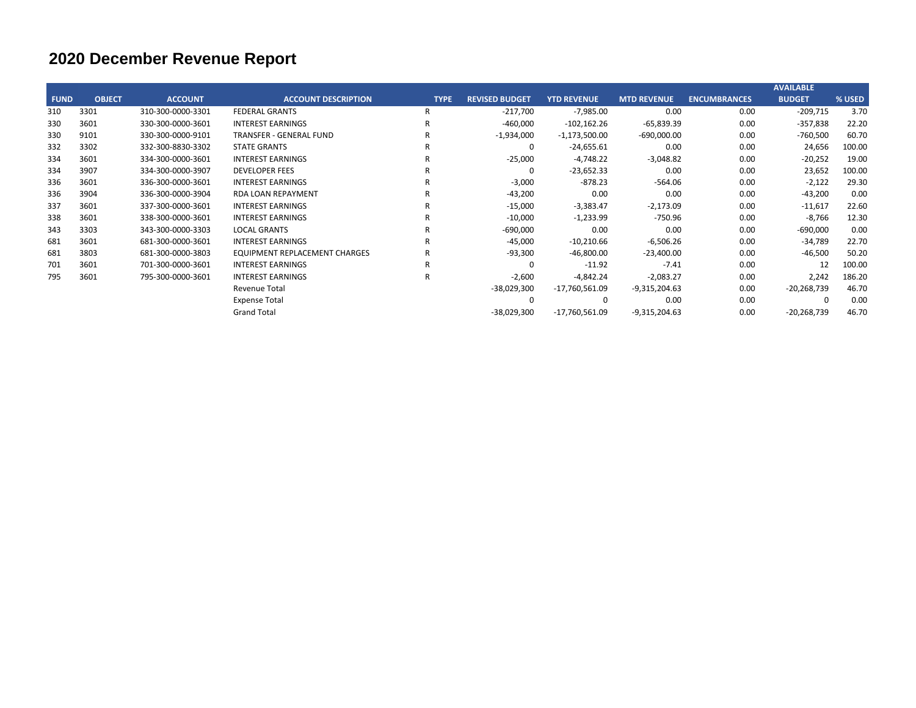# 2020 December Revenue Report

| FUND | OBJECT | ACCOUNT | ACCOUNT DESCRIPTION | TYPE | REVISED BUDGET | YTD REVENUE | MTD REVENUE | ENCUMBRANCES | AVAILABLE BUDGET | % USED |
|---|---|---|---|---|---|---|---|---|---|---|
| 310 | 3301 | 310-300-0000-3301 | FEDERAL GRANTS | R | -217,700 | -7,985.00 | 0.00 | 0.00 | -209,715 | 3.70 |
| 330 | 3601 | 330-300-0000-3601 | INTEREST EARNINGS | R | -460,000 | -102,162.26 | -65,839.39 | 0.00 | -357,838 | 22.20 |
| 330 | 9101 | 330-300-0000-9101 | TRANSFER - GENERAL FUND | R | -1,934,000 | -1,173,500.00 | -690,000.00 | 0.00 | -760,500 | 60.70 |
| 332 | 3302 | 332-300-8830-3302 | STATE GRANTS | R | 0 | -24,655.61 | 0.00 | 0.00 | 24,656 | 100.00 |
| 334 | 3601 | 334-300-0000-3601 | INTEREST EARNINGS | R | -25,000 | -4,748.22 | -3,048.82 | 0.00 | -20,252 | 19.00 |
| 334 | 3907 | 334-300-0000-3907 | DEVELOPER FEES | R | 0 | -23,652.33 | 0.00 | 0.00 | 23,652 | 100.00 |
| 336 | 3601 | 336-300-0000-3601 | INTEREST EARNINGS | R | -3,000 | -878.23 | -564.06 | 0.00 | -2,122 | 29.30 |
| 336 | 3904 | 336-300-0000-3904 | RDA LOAN REPAYMENT | R | -43,200 | 0.00 | 0.00 | 0.00 | -43,200 | 0.00 |
| 337 | 3601 | 337-300-0000-3601 | INTEREST EARNINGS | R | -15,000 | -3,383.47 | -2,173.09 | 0.00 | -11,617 | 22.60 |
| 338 | 3601 | 338-300-0000-3601 | INTEREST EARNINGS | R | -10,000 | -1,233.99 | -750.96 | 0.00 | -8,766 | 12.30 |
| 343 | 3303 | 343-300-0000-3303 | LOCAL GRANTS | R | -690,000 | 0.00 | 0.00 | 0.00 | -690,000 | 0.00 |
| 681 | 3601 | 681-300-0000-3601 | INTEREST EARNINGS | R | -45,000 | -10,210.66 | -6,506.26 | 0.00 | -34,789 | 22.70 |
| 681 | 3803 | 681-300-0000-3803 | EQUIPMENT REPLACEMENT CHARGES | R | -93,300 | -46,800.00 | -23,400.00 | 0.00 | -46,500 | 50.20 |
| 701 | 3601 | 701-300-0000-3601 | INTEREST EARNINGS | R | 0 | -11.92 | -7.41 | 0.00 | 12 | 100.00 |
| 795 | 3601 | 795-300-0000-3601 | INTEREST EARNINGS | R | -2,600 | -4,842.24 | -2,083.27 | 0.00 | 2,242 | 186.20 |
| | | | Revenue Total | | -38,029,300 | -17,760,561.09 | -9,315,204.63 | 0.00 | -20,268,739 | 46.70 |
| | | | Expense Total | | 0 | 0 | 0.00 | 0.00 | 0 | 0.00 |
| | | | Grand Total | | -38,029,300 | -17,760,561.09 | -9,315,204.63 | 0.00 | -20,268,739 | 46.70 |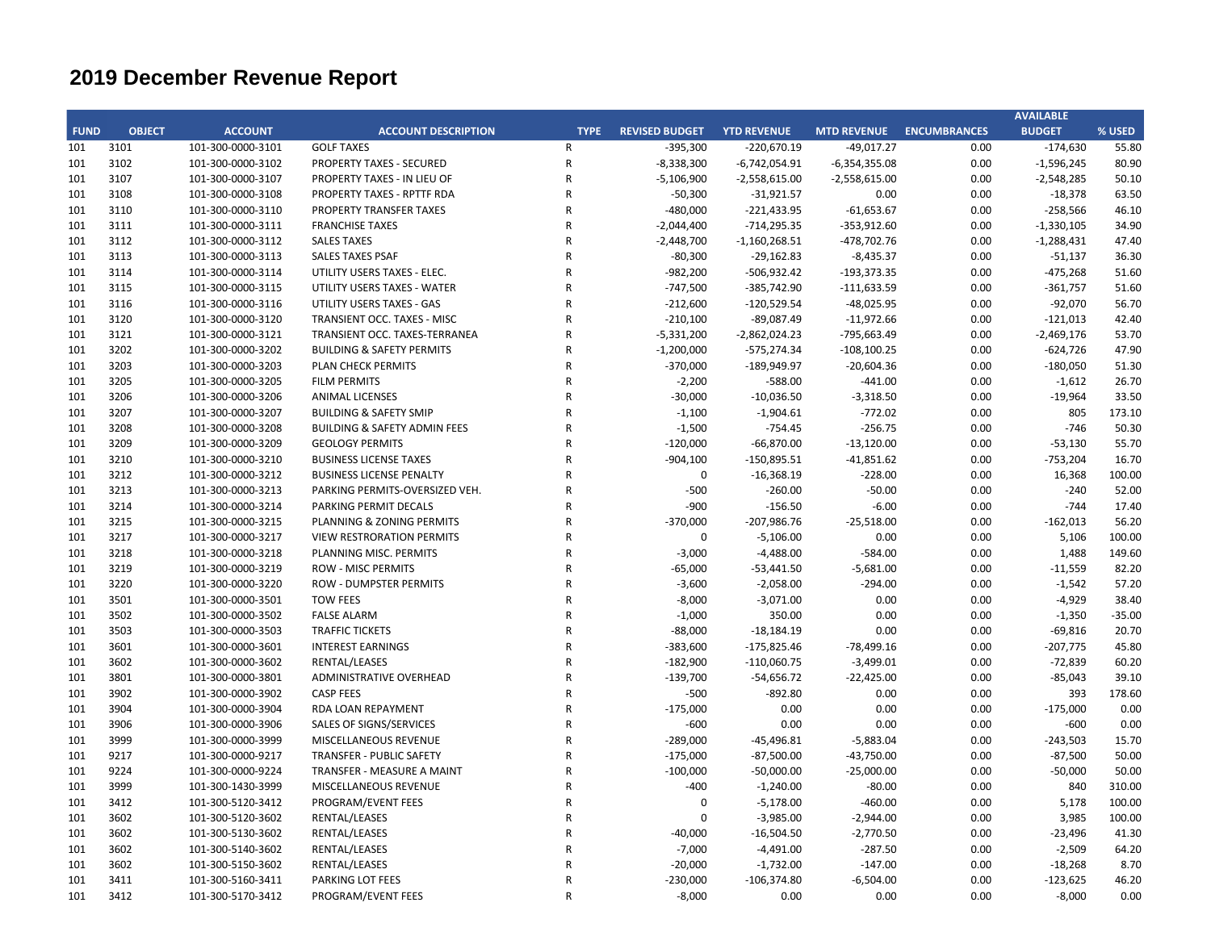# 2019 December Revenue Report

| FUND | OBJECT | ACCOUNT | ACCOUNT DESCRIPTION | TYPE | REVISED BUDGET | YTD REVENUE | MTD REVENUE | ENCUMBRANCES | AVAILABLE BUDGET | % USED |
|---|---|---|---|---|---|---|---|---|---|---|
| 101 | 3101 | 101-300-0000-3101 | GOLF TAXES | R | -395,300 | -220,670.19 | -49,017.27 | 0.00 | -174,630 | 55.80 |
| 101 | 3102 | 101-300-0000-3102 | PROPERTY TAXES - SECURED | R | -8,338,300 | -6,742,054.91 | -6,354,355.08 | 0.00 | -1,596,245 | 80.90 |
| 101 | 3107 | 101-300-0000-3107 | PROPERTY TAXES - IN LIEU OF | R | -5,106,900 | -2,558,615.00 | -2,558,615.00 | 0.00 | -2,548,285 | 50.10 |
| 101 | 3108 | 101-300-0000-3108 | PROPERTY TAXES - RPTTF RDA | R | -50,300 | -31,921.57 | 0.00 | 0.00 | -18,378 | 63.50 |
| 101 | 3110 | 101-300-0000-3110 | PROPERTY TRANSFER TAXES | R | -480,000 | -221,433.95 | -61,653.67 | 0.00 | -258,566 | 46.10 |
| 101 | 3111 | 101-300-0000-3111 | FRANCHISE TAXES | R | -2,044,400 | -714,295.35 | -353,912.60 | 0.00 | -1,330,105 | 34.90 |
| 101 | 3112 | 101-300-0000-3112 | SALES TAXES | R | -2,448,700 | -1,160,268.51 | -478,702.76 | 0.00 | -1,288,431 | 47.40 |
| 101 | 3113 | 101-300-0000-3113 | SALES TAXES PSAF | R | -80,300 | -29,162.83 | -8,435.37 | 0.00 | -51,137 | 36.30 |
| 101 | 3114 | 101-300-0000-3114 | UTILITY USERS TAXES - ELEC. | R | -982,200 | -506,932.42 | -193,373.35 | 0.00 | -475,268 | 51.60 |
| 101 | 3115 | 101-300-0000-3115 | UTILITY USERS TAXES - WATER | R | -747,500 | -385,742.90 | -111,633.59 | 0.00 | -361,757 | 51.60 |
| 101 | 3116 | 101-300-0000-3116 | UTILITY USERS TAXES - GAS | R | -212,600 | -120,529.54 | -48,025.95 | 0.00 | -92,070 | 56.70 |
| 101 | 3120 | 101-300-0000-3120 | TRANSIENT OCC. TAXES - MISC | R | -210,100 | -89,087.49 | -11,972.66 | 0.00 | -121,013 | 42.40 |
| 101 | 3121 | 101-300-0000-3121 | TRANSIENT OCC. TAXES-TERRANEA | R | -5,331,200 | -2,862,024.23 | -795,663.49 | 0.00 | -2,469,176 | 53.70 |
| 101 | 3202 | 101-300-0000-3202 | BUILDING & SAFETY PERMITS | R | -1,200,000 | -575,274.34 | -108,100.25 | 0.00 | -624,726 | 47.90 |
| 101 | 3203 | 101-300-0000-3203 | PLAN CHECK PERMITS | R | -370,000 | -189,949.97 | -20,604.36 | 0.00 | -180,050 | 51.30 |
| 101 | 3205 | 101-300-0000-3205 | FILM PERMITS | R | -2,200 | -588.00 | -441.00 | 0.00 | -1,612 | 26.70 |
| 101 | 3206 | 101-300-0000-3206 | ANIMAL LICENSES | R | -30,000 | -10,036.50 | -3,318.50 | 0.00 | -19,964 | 33.50 |
| 101 | 3207 | 101-300-0000-3207 | BUILDING & SAFETY SMIP | R | -1,100 | -1,904.61 | -772.02 | 0.00 | 805 | 173.10 |
| 101 | 3208 | 101-300-0000-3208 | BUILDING & SAFETY ADMIN FEES | R | -1,500 | -754.45 | -256.75 | 0.00 | -746 | 50.30 |
| 101 | 3209 | 101-300-0000-3209 | GEOLOGY PERMITS | R | -120,000 | -66,870.00 | -13,120.00 | 0.00 | -53,130 | 55.70 |
| 101 | 3210 | 101-300-0000-3210 | BUSINESS LICENSE TAXES | R | -904,100 | -150,895.51 | -41,851.62 | 0.00 | -753,204 | 16.70 |
| 101 | 3212 | 101-300-0000-3212 | BUSINESS LICENSE PENALTY | R | 0 | -16,368.19 | -228.00 | 0.00 | 16,368 | 100.00 |
| 101 | 3213 | 101-300-0000-3213 | PARKING PERMITS-OVERSIZED VEH. | R | -500 | -260.00 | -50.00 | 0.00 | -240 | 52.00 |
| 101 | 3214 | 101-300-0000-3214 | PARKING PERMIT DECALS | R | -900 | -156.50 | -6.00 | 0.00 | -744 | 17.40 |
| 101 | 3215 | 101-300-0000-3215 | PLANNING & ZONING PERMITS | R | -370,000 | -207,986.76 | -25,518.00 | 0.00 | -162,013 | 56.20 |
| 101 | 3217 | 101-300-0000-3217 | VIEW RESTRORATION PERMITS | R | 0 | -5,106.00 | 0.00 | 0.00 | 5,106 | 100.00 |
| 101 | 3218 | 101-300-0000-3218 | PLANNING MISC. PERMITS | R | -3,000 | -4,488.00 | -584.00 | 0.00 | 1,488 | 149.60 |
| 101 | 3219 | 101-300-0000-3219 | ROW - MISC PERMITS | R | -65,000 | -53,441.50 | -5,681.00 | 0.00 | -11,559 | 82.20 |
| 101 | 3220 | 101-300-0000-3220 | ROW - DUMPSTER PERMITS | R | -3,600 | -2,058.00 | -294.00 | 0.00 | -1,542 | 57.20 |
| 101 | 3501 | 101-300-0000-3501 | TOW FEES | R | -8,000 | -3,071.00 | 0.00 | 0.00 | -4,929 | 38.40 |
| 101 | 3502 | 101-300-0000-3502 | FALSE ALARM | R | -1,000 | 350.00 | 0.00 | 0.00 | -1,350 | -35.00 |
| 101 | 3503 | 101-300-0000-3503 | TRAFFIC TICKETS | R | -88,000 | -18,184.19 | 0.00 | 0.00 | -69,816 | 20.70 |
| 101 | 3601 | 101-300-0000-3601 | INTEREST EARNINGS | R | -383,600 | -175,825.46 | -78,499.16 | 0.00 | -207,775 | 45.80 |
| 101 | 3602 | 101-300-0000-3602 | RENTAL/LEASES | R | -182,900 | -110,060.75 | -3,499.01 | 0.00 | -72,839 | 60.20 |
| 101 | 3801 | 101-300-0000-3801 | ADMINISTRATIVE OVERHEAD | R | -139,700 | -54,656.72 | -22,425.00 | 0.00 | -85,043 | 39.10 |
| 101 | 3902 | 101-300-0000-3902 | CASP FEES | R | -500 | -892.80 | 0.00 | 0.00 | 393 | 178.60 |
| 101 | 3904 | 101-300-0000-3904 | RDA LOAN REPAYMENT | R | -175,000 | 0.00 | 0.00 | 0.00 | -175,000 | 0.00 |
| 101 | 3906 | 101-300-0000-3906 | SALES OF SIGNS/SERVICES | R | -600 | 0.00 | 0.00 | 0.00 | -600 | 0.00 |
| 101 | 3999 | 101-300-0000-3999 | MISCELLANEOUS REVENUE | R | -289,000 | -45,496.81 | -5,883.04 | 0.00 | -243,503 | 15.70 |
| 101 | 9217 | 101-300-0000-9217 | TRANSFER - PUBLIC SAFETY | R | -175,000 | -87,500.00 | -43,750.00 | 0.00 | -87,500 | 50.00 |
| 101 | 9224 | 101-300-0000-9224 | TRANSFER - MEASURE A MAINT | R | -100,000 | -50,000.00 | -25,000.00 | 0.00 | -50,000 | 50.00 |
| 101 | 3999 | 101-300-1430-3999 | MISCELLANEOUS REVENUE | R | -400 | -1,240.00 | -80.00 | 0.00 | 840 | 310.00 |
| 101 | 3412 | 101-300-5120-3412 | PROGRAM/EVENT FEES | R | 0 | -5,178.00 | -460.00 | 0.00 | 5,178 | 100.00 |
| 101 | 3602 | 101-300-5120-3602 | RENTAL/LEASES | R | 0 | -3,985.00 | -2,944.00 | 0.00 | 3,985 | 100.00 |
| 101 | 3602 | 101-300-5130-3602 | RENTAL/LEASES | R | -40,000 | -16,504.50 | -2,770.50 | 0.00 | -23,496 | 41.30 |
| 101 | 3602 | 101-300-5140-3602 | RENTAL/LEASES | R | -7,000 | -4,491.00 | -287.50 | 0.00 | -2,509 | 64.20 |
| 101 | 3602 | 101-300-5150-3602 | RENTAL/LEASES | R | -20,000 | -1,732.00 | -147.00 | 0.00 | -18,268 | 8.70 |
| 101 | 3411 | 101-300-5160-3411 | PARKING LOT FEES | R | -230,000 | -106,374.80 | -6,504.00 | 0.00 | -123,625 | 46.20 |
| 101 | 3412 | 101-300-5170-3412 | PROGRAM/EVENT FEES | R | -8,000 | 0.00 | 0.00 | 0.00 | -8,000 | 0.00 |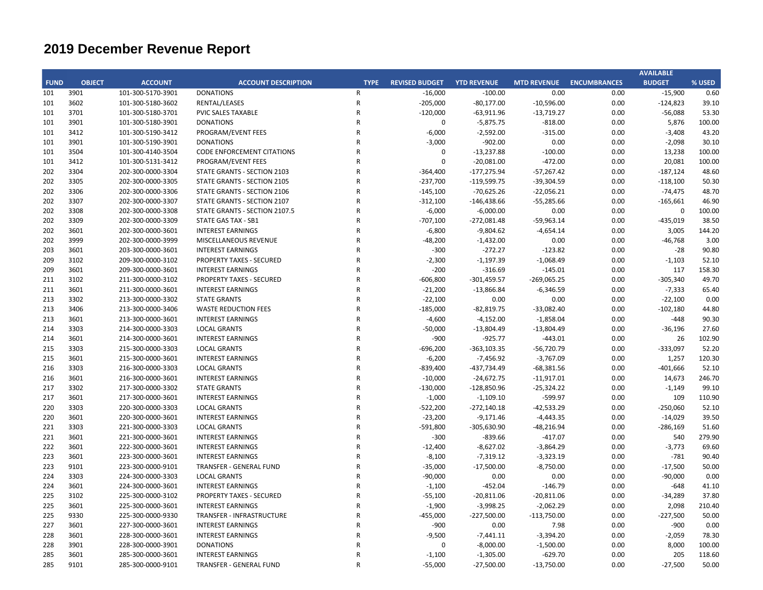# 2019 December Revenue Report

| FUND | OBJECT | ACCOUNT | ACCOUNT DESCRIPTION | TYPE | REVISED BUDGET | YTD REVENUE | MTD REVENUE | ENCUMBRANCES | AVAILABLE BUDGET | % USED |
|---|---|---|---|---|---|---|---|---|---|---|
| 101 | 3901 | 101-300-5170-3901 | DONATIONS | R | -16,000 | -100.00 | 0.00 | 0.00 | -15,900 | 0.60 |
| 101 | 3602 | 101-300-5180-3602 | RENTAL/LEASES | R | -205,000 | -80,177.00 | -10,596.00 | 0.00 | -124,823 | 39.10 |
| 101 | 3701 | 101-300-5180-3701 | PVIC SALES TAXABLE | R | -120,000 | -63,911.96 | -13,719.27 | 0.00 | -56,088 | 53.30 |
| 101 | 3901 | 101-300-5180-3901 | DONATIONS | R | 0 | -5,875.75 | -818.00 | 0.00 | 5,876 | 100.00 |
| 101 | 3412 | 101-300-5190-3412 | PROGRAM/EVENT FEES | R | -6,000 | -2,592.00 | -315.00 | 0.00 | -3,408 | 43.20 |
| 101 | 3901 | 101-300-5190-3901 | DONATIONS | R | -3,000 | -902.00 | 0.00 | 0.00 | -2,098 | 30.10 |
| 101 | 3504 | 101-300-4140-3504 | CODE ENFORCEMENT CITATIONS | R | 0 | -13,237.88 | -100.00 | 0.00 | 13,238 | 100.00 |
| 101 | 3412 | 101-300-5131-3412 | PROGRAM/EVENT FEES | R | 0 | -20,081.00 | -472.00 | 0.00 | 20,081 | 100.00 |
| 202 | 3304 | 202-300-0000-3304 | STATE GRANTS - SECTION 2103 | R | -364,400 | -177,275.94 | -57,267.42 | 0.00 | -187,124 | 48.60 |
| 202 | 3305 | 202-300-0000-3305 | STATE GRANTS - SECTION 2105 | R | -237,700 | -119,599.75 | -39,304.59 | 0.00 | -118,100 | 50.30 |
| 202 | 3306 | 202-300-0000-3306 | STATE GRANTS - SECTION 2106 | R | -145,100 | -70,625.26 | -22,056.21 | 0.00 | -74,475 | 48.70 |
| 202 | 3307 | 202-300-0000-3307 | STATE GRANTS - SECTION 2107 | R | -312,100 | -146,438.66 | -55,285.66 | 0.00 | -165,661 | 46.90 |
| 202 | 3308 | 202-300-0000-3308 | STATE GRANTS - SECTION 2107.5 | R | -6,000 | -6,000.00 | 0.00 | 0.00 | 0 | 100.00 |
| 202 | 3309 | 202-300-0000-3309 | STATE GAS TAX - SB1 | R | -707,100 | -272,081.48 | -59,963.14 | 0.00 | -435,019 | 38.50 |
| 202 | 3601 | 202-300-0000-3601 | INTEREST EARNINGS | R | -6,800 | -9,804.62 | -4,654.14 | 0.00 | 3,005 | 144.20 |
| 202 | 3999 | 202-300-0000-3999 | MISCELLANEOUS REVENUE | R | -48,200 | -1,432.00 | 0.00 | 0.00 | -46,768 | 3.00 |
| 203 | 3601 | 203-300-0000-3601 | INTEREST EARNINGS | R | -300 | -272.27 | -123.82 | 0.00 | -28 | 90.80 |
| 209 | 3102 | 209-300-0000-3102 | PROPERTY TAXES - SECURED | R | -2,300 | -1,197.39 | -1,068.49 | 0.00 | -1,103 | 52.10 |
| 209 | 3601 | 209-300-0000-3601 | INTEREST EARNINGS | R | -200 | -316.69 | -145.01 | 0.00 | 117 | 158.30 |
| 211 | 3102 | 211-300-0000-3102 | PROPERTY TAXES - SECURED | R | -606,800 | -301,459.57 | -269,065.25 | 0.00 | -305,340 | 49.70 |
| 211 | 3601 | 211-300-0000-3601 | INTEREST EARNINGS | R | -21,200 | -13,866.84 | -6,346.59 | 0.00 | -7,333 | 65.40 |
| 213 | 3302 | 213-300-0000-3302 | STATE GRANTS | R | -22,100 | 0.00 | 0.00 | 0.00 | -22,100 | 0.00 |
| 213 | 3406 | 213-300-0000-3406 | WASTE REDUCTION FEES | R | -185,000 | -82,819.75 | -33,082.40 | 0.00 | -102,180 | 44.80 |
| 213 | 3601 | 213-300-0000-3601 | INTEREST EARNINGS | R | -4,600 | -4,152.00 | -1,858.04 | 0.00 | -448 | 90.30 |
| 214 | 3303 | 214-300-0000-3303 | LOCAL GRANTS | R | -50,000 | -13,804.49 | -13,804.49 | 0.00 | -36,196 | 27.60 |
| 214 | 3601 | 214-300-0000-3601 | INTEREST EARNINGS | R | -900 | -925.77 | -443.01 | 0.00 | 26 | 102.90 |
| 215 | 3303 | 215-300-0000-3303 | LOCAL GRANTS | R | -696,200 | -363,103.35 | -56,720.79 | 0.00 | -333,097 | 52.20 |
| 215 | 3601 | 215-300-0000-3601 | INTEREST EARNINGS | R | -6,200 | -7,456.92 | -3,767.09 | 0.00 | 1,257 | 120.30 |
| 216 | 3303 | 216-300-0000-3303 | LOCAL GRANTS | R | -839,400 | -437,734.49 | -68,381.56 | 0.00 | -401,666 | 52.10 |
| 216 | 3601 | 216-300-0000-3601 | INTEREST EARNINGS | R | -10,000 | -24,672.75 | -11,917.01 | 0.00 | 14,673 | 246.70 |
| 217 | 3302 | 217-300-0000-3302 | STATE GRANTS | R | -130,000 | -128,850.96 | -25,324.22 | 0.00 | -1,149 | 99.10 |
| 217 | 3601 | 217-300-0000-3601 | INTEREST EARNINGS | R | -1,000 | -1,109.10 | -599.97 | 0.00 | 109 | 110.90 |
| 220 | 3303 | 220-300-0000-3303 | LOCAL GRANTS | R | -522,200 | -272,140.18 | -42,533.29 | 0.00 | -250,060 | 52.10 |
| 220 | 3601 | 220-300-0000-3601 | INTEREST EARNINGS | R | -23,200 | -9,171.46 | -4,443.35 | 0.00 | -14,029 | 39.50 |
| 221 | 3303 | 221-300-0000-3303 | LOCAL GRANTS | R | -591,800 | -305,630.90 | -48,216.94 | 0.00 | -286,169 | 51.60 |
| 221 | 3601 | 221-300-0000-3601 | INTEREST EARNINGS | R | -300 | -839.66 | -417.07 | 0.00 | 540 | 279.90 |
| 222 | 3601 | 222-300-0000-3601 | INTEREST EARNINGS | R | -12,400 | -8,627.02 | -3,864.29 | 0.00 | -3,773 | 69.60 |
| 223 | 3601 | 223-300-0000-3601 | INTEREST EARNINGS | R | -8,100 | -7,319.12 | -3,323.19 | 0.00 | -781 | 90.40 |
| 223 | 9101 | 223-300-0000-9101 | TRANSFER - GENERAL FUND | R | -35,000 | -17,500.00 | -8,750.00 | 0.00 | -17,500 | 50.00 |
| 224 | 3303 | 224-300-0000-3303 | LOCAL GRANTS | R | -90,000 | 0.00 | 0.00 | 0.00 | -90,000 | 0.00 |
| 224 | 3601 | 224-300-0000-3601 | INTEREST EARNINGS | R | -1,100 | -452.04 | -146.79 | 0.00 | -648 | 41.10 |
| 225 | 3102 | 225-300-0000-3102 | PROPERTY TAXES - SECURED | R | -55,100 | -20,811.06 | -20,811.06 | 0.00 | -34,289 | 37.80 |
| 225 | 3601 | 225-300-0000-3601 | INTEREST EARNINGS | R | -1,900 | -3,998.25 | -2,062.29 | 0.00 | 2,098 | 210.40 |
| 225 | 9330 | 225-300-0000-9330 | TRANSFER - INFRASTRUCTURE | R | -455,000 | -227,500.00 | -113,750.00 | 0.00 | -227,500 | 50.00 |
| 227 | 3601 | 227-300-0000-3601 | INTEREST EARNINGS | R | -900 | 0.00 | 7.98 | 0.00 | -900 | 0.00 |
| 228 | 3601 | 228-300-0000-3601 | INTEREST EARNINGS | R | -9,500 | -7,441.11 | -3,394.20 | 0.00 | -2,059 | 78.30 |
| 228 | 3901 | 228-300-0000-3901 | DONATIONS | R | 0 | -8,000.00 | -1,500.00 | 0.00 | 8,000 | 100.00 |
| 285 | 3601 | 285-300-0000-3601 | INTEREST EARNINGS | R | -1,100 | -1,305.00 | -629.70 | 0.00 | 205 | 118.60 |
| 285 | 9101 | 285-300-0000-9101 | TRANSFER - GENERAL FUND | R | -55,000 | -27,500.00 | -13,750.00 | 0.00 | -27,500 | 50.00 |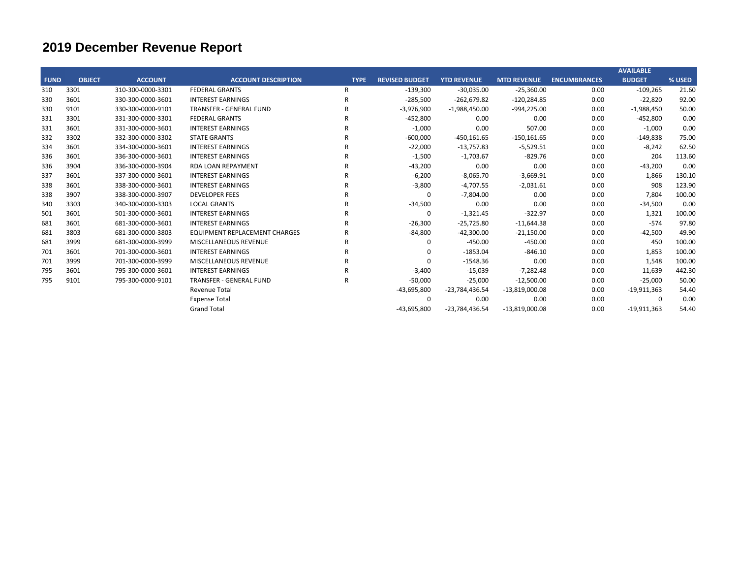# 2019 December Revenue Report

| FUND | OBJECT | ACCOUNT | ACCOUNT DESCRIPTION | TYPE | REVISED BUDGET | YTD REVENUE | MTD REVENUE | ENCUMBRANCES | AVAILABLE BUDGET | % USED |
|---|---|---|---|---|---|---|---|---|---|---|
| 310 | 3301 | 310-300-0000-3301 | FEDERAL GRANTS | R | -139,300 | -30,035.00 | -25,360.00 | 0.00 | -109,265 | 21.60 |
| 330 | 3601 | 330-300-0000-3601 | INTEREST EARNINGS | R | -285,500 | -262,679.82 | -120,284.85 | 0.00 | -22,820 | 92.00 |
| 330 | 9101 | 330-300-0000-9101 | TRANSFER - GENERAL FUND | R | -3,976,900 | -1,988,450.00 | -994,225.00 | 0.00 | -1,988,450 | 50.00 |
| 331 | 3301 | 331-300-0000-3301 | FEDERAL GRANTS | R | -452,800 | 0.00 | 0.00 | 0.00 | -452,800 | 0.00 |
| 331 | 3601 | 331-300-0000-3601 | INTEREST EARNINGS | R | -1,000 | 0.00 | 507.00 | 0.00 | -1,000 | 0.00 |
| 332 | 3302 | 332-300-0000-3302 | STATE GRANTS | R | -600,000 | -450,161.65 | -150,161.65 | 0.00 | -149,838 | 75.00 |
| 334 | 3601 | 334-300-0000-3601 | INTEREST EARNINGS | R | -22,000 | -13,757.83 | -5,529.51 | 0.00 | -8,242 | 62.50 |
| 336 | 3601 | 336-300-0000-3601 | INTEREST EARNINGS | R | -1,500 | -1,703.67 | -829.76 | 0.00 | 204 | 113.60 |
| 336 | 3904 | 336-300-0000-3904 | RDA LOAN REPAYMENT | R | -43,200 | 0.00 | 0.00 | 0.00 | -43,200 | 0.00 |
| 337 | 3601 | 337-300-0000-3601 | INTEREST EARNINGS | R | -6,200 | -8,065.70 | -3,669.91 | 0.00 | 1,866 | 130.10 |
| 338 | 3601 | 338-300-0000-3601 | INTEREST EARNINGS | R | -3,800 | -4,707.55 | -2,031.61 | 0.00 | 908 | 123.90 |
| 338 | 3907 | 338-300-0000-3907 | DEVELOPER FEES | R | 0 | -7,804.00 | 0.00 | 0.00 | 7,804 | 100.00 |
| 340 | 3303 | 340-300-0000-3303 | LOCAL GRANTS | R | -34,500 | 0.00 | 0.00 | 0.00 | -34,500 | 0.00 |
| 501 | 3601 | 501-300-0000-3601 | INTEREST EARNINGS | R | 0 | -1,321.45 | -322.97 | 0.00 | 1,321 | 100.00 |
| 681 | 3601 | 681-300-0000-3601 | INTEREST EARNINGS | R | -26,300 | -25,725.80 | -11,644.38 | 0.00 | -574 | 97.80 |
| 681 | 3803 | 681-300-0000-3803 | EQUIPMENT REPLACEMENT CHARGES | R | -84,800 | -42,300.00 | -21,150.00 | 0.00 | -42,500 | 49.90 |
| 681 | 3999 | 681-300-0000-3999 | MISCELLANEOUS REVENUE | R | 0 | -450.00 | -450.00 | 0.00 | 450 | 100.00 |
| 701 | 3601 | 701-300-0000-3601 | INTEREST EARNINGS | R | 0 | -1853.04 | -846.10 | 0.00 | 1,853 | 100.00 |
| 701 | 3999 | 701-300-0000-3999 | MISCELLANEOUS REVENUE | R | 0 | -1548.36 | 0.00 | 0.00 | 1,548 | 100.00 |
| 795 | 3601 | 795-300-0000-3601 | INTEREST EARNINGS | R | -3,400 | -15,039 | -7,282.48 | 0.00 | 11,639 | 442.30 |
| 795 | 9101 | 795-300-0000-9101 | TRANSFER - GENERAL FUND | R | -50,000 | -25,000 | -12,500.00 | 0.00 | -25,000 | 50.00 |
| | | | Revenue Total | | -43,695,800 | -23,784,436.54 | -13,819,000.08 | 0.00 | -19,911,363 | 54.40 |
| | | | Expense Total | | 0 | 0.00 | 0.00 | 0.00 | 0 | 0.00 |
| | | | Grand Total | | -43,695,800 | -23,784,436.54 | -13,819,000.08 | 0.00 | -19,911,363 | 54.40 |